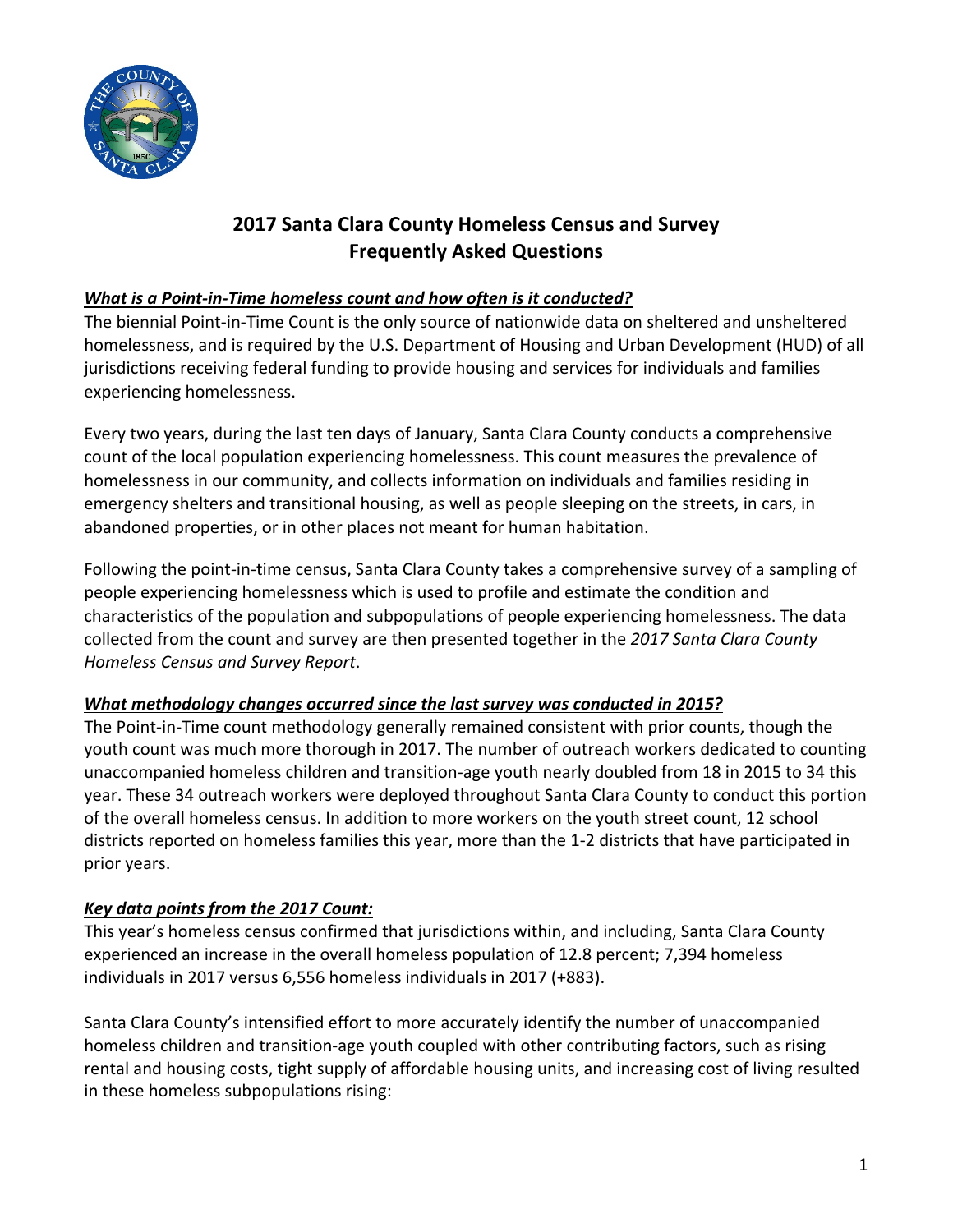# 2017 Santa Clara County Homeless Census and Survey Frequently Asked Questions

***What is a Point-in-Time homeless count and how often is it conducted?***

The biennial Point-in-Time Count is the only source of nationwide data on sheltered and unsheltered homelessness, and is required by the U.S. Department of Housing and Urban Development (HUD) of all jurisdictions receiving federal funding to provide housing and services for individuals and families experiencing homelessness.

Every two years, during the last ten days of January, Santa Clara County conducts a comprehensive count of the local population experiencing homelessness. This count measures the prevalence of homelessness in our community, and collects information on individuals and families residing in emergency shelters and transitional housing, as well as people sleeping on the streets, in cars, in abandoned properties, or in other places not meant for human habitation.

Following the point-in-time census, Santa Clara County takes a comprehensive survey of a sampling of people experiencing homelessness which is used to profile and estimate the condition and characteristics of the population and subpopulations of people experiencing homelessness. The data collected from the count and survey are then presented together in the *2017 Santa Clara County Homeless Census and Survey Report*.

***What methodology changes occurred since the last survey was conducted in 2015?***

The Point-in-Time count methodology generally remained consistent with prior counts, though the youth count was much more thorough in 2017. The number of outreach workers dedicated to counting unaccompanied homeless children and transition-age youth nearly doubled from 18 in 2015 to 34 this year. These 34 outreach workers were deployed throughout Santa Clara County to conduct this portion of the overall homeless census. In addition to more workers on the youth street count, 12 school districts reported on homeless families this year, more than the 1-2 districts that have participated in prior years.

***Key data points from the 2017 Count:***

This year's homeless census confirmed that jurisdictions within, and including, Santa Clara County experienced an increase in the overall homeless population of 12.8 percent; 7,394 homeless individuals in 2017 versus 6,556 homeless individuals in 2017 (+883).

Santa Clara County's intensified effort to more accurately identify the number of unaccompanied homeless children and transition-age youth coupled with other contributing factors, such as rising rental and housing costs, tight supply of affordable housing units, and increasing cost of living resulted in these homeless subpopulations rising: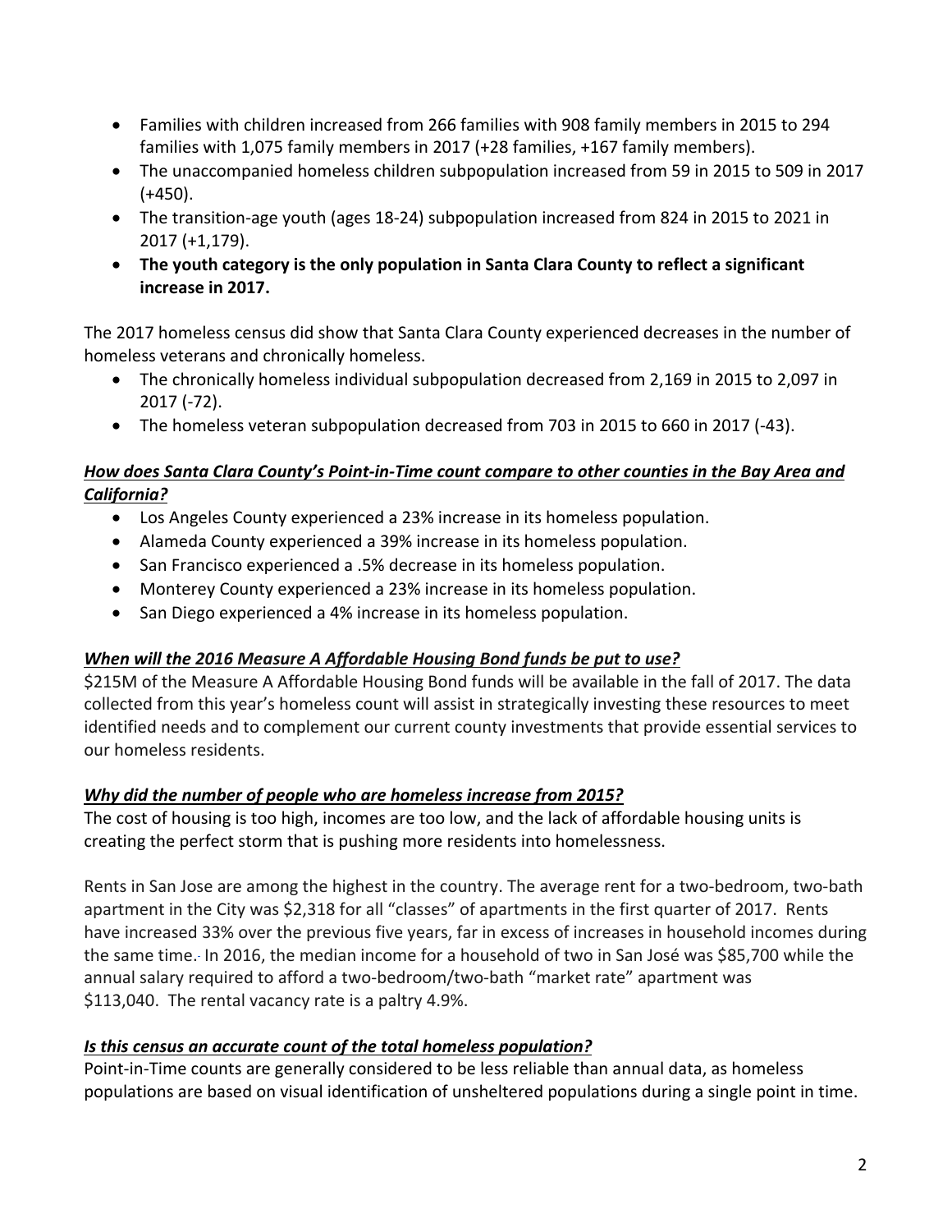- Families with children increased from 266 families with 908 family members in 2015 to 294 families with 1,075 family members in 2017 (+28 families, +167 family members).
- The unaccompanied homeless children subpopulation increased from 59 in 2015 to 509 in 2017 (+450).
- The transition-age youth (ages 18-24) subpopulation increased from 824 in 2015 to 2021 in 2017 (+1,179).
- **The youth category is the only population in Santa Clara County to reflect a significant increase in 2017.**

The 2017 homeless census did show that Santa Clara County experienced decreases in the number of homeless veterans and chronically homeless.

- The chronically homeless individual subpopulation decreased from 2,169 in 2015 to 2,097 in 2017 (-72).
- The homeless veteran subpopulation decreased from 703 in 2015 to 660 in 2017 (-43).

### ***How does Santa Clara County's Point-in-Time count compare to other counties in the Bay Area and California?***

- Los Angeles County experienced a 23% increase in its homeless population.
- Alameda County experienced a 39% increase in its homeless population.
- San Francisco experienced a .5% decrease in its homeless population.
- Monterey County experienced a 23% increase in its homeless population.
- San Diego experienced a 4% increase in its homeless population.

### ***When will the 2016 Measure A Affordable Housing Bond funds be put to use?***

$215M of the Measure A Affordable Housing Bond funds will be available in the fall of 2017. The data collected from this year's homeless count will assist in strategically investing these resources to meet identified needs and to complement our current county investments that provide essential services to our homeless residents.

### ***Why did the number of people who are homeless increase from 2015?***

The cost of housing is too high, incomes are too low, and the lack of affordable housing units is creating the perfect storm that is pushing more residents into homelessness.

Rents in San Jose are among the highest in the country. The average rent for a two-bedroom, two-bath apartment in the City was $2,318 for all "classes" of apartments in the first quarter of 2017. Rents have increased 33% over the previous five years, far in excess of increases in household incomes during the same time. In 2016, the median income for a household of two in San José was $85,700 while the annual salary required to afford a two-bedroom/two-bath "market rate" apartment was $113,040. The rental vacancy rate is a paltry 4.9%.

### ***Is this census an accurate count of the total homeless population?***

Point-in-Time counts are generally considered to be less reliable than annual data, as homeless populations are based on visual identification of unsheltered populations during a single point in time.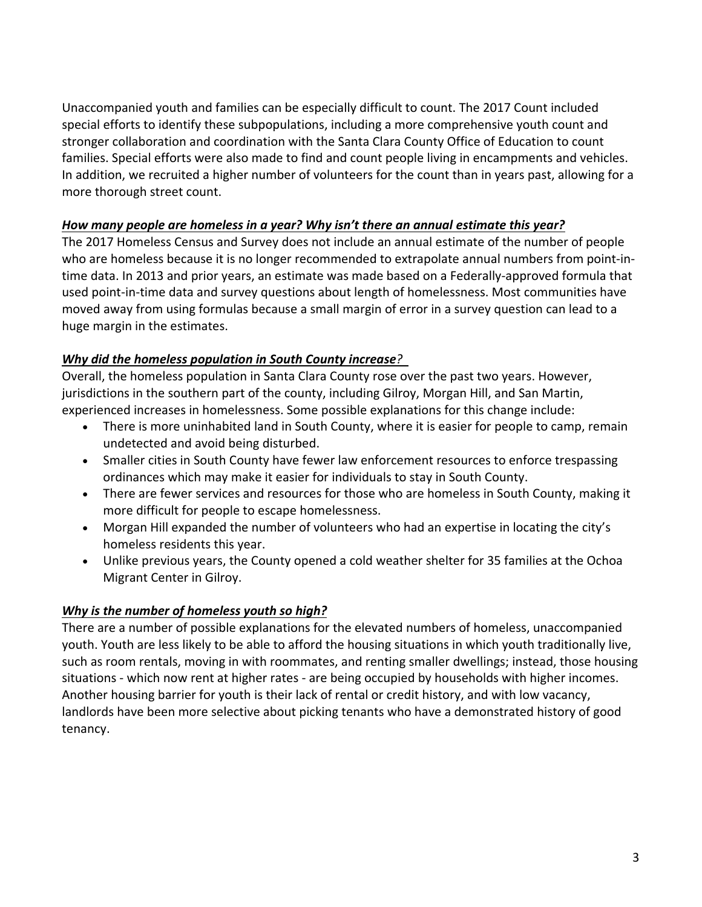Unaccompanied youth and families can be especially difficult to count. The 2017 Count included special efforts to identify these subpopulations, including a more comprehensive youth count and stronger collaboration and coordination with the Santa Clara County Office of Education to count families. Special efforts were also made to find and count people living in encampments and vehicles. In addition, we recruited a higher number of volunteers for the count than in years past, allowing for a more thorough street count.

***How many people are homeless in a year? Why isn't there an annual estimate this year?***

The 2017 Homeless Census and Survey does not include an annual estimate of the number of people who are homeless because it is no longer recommended to extrapolate annual numbers from point-in-time data. In 2013 and prior years, an estimate was made based on a Federally-approved formula that used point-in-time data and survey questions about length of homelessness. Most communities have moved away from using formulas because a small margin of error in a survey question can lead to a huge margin in the estimates.

***Why did the homeless population in South County increase?***

Overall, the homeless population in Santa Clara County rose over the past two years. However, jurisdictions in the southern part of the county, including Gilroy, Morgan Hill, and San Martin, experienced increases in homelessness. Some possible explanations for this change include:

- There is more uninhabited land in South County, where it is easier for people to camp, remain undetected and avoid being disturbed.
- Smaller cities in South County have fewer law enforcement resources to enforce trespassing ordinances which may make it easier for individuals to stay in South County.
- There are fewer services and resources for those who are homeless in South County, making it more difficult for people to escape homelessness.
- Morgan Hill expanded the number of volunteers who had an expertise in locating the city's homeless residents this year.
- Unlike previous years, the County opened a cold weather shelter for 35 families at the Ochoa Migrant Center in Gilroy.

***Why is the number of homeless youth so high?***

There are a number of possible explanations for the elevated numbers of homeless, unaccompanied youth. Youth are less likely to be able to afford the housing situations in which youth traditionally live, such as room rentals, moving in with roommates, and renting smaller dwellings; instead, those housing situations - which now rent at higher rates - are being occupied by households with higher incomes. Another housing barrier for youth is their lack of rental or credit history, and with low vacancy, landlords have been more selective about picking tenants who have a demonstrated history of good tenancy.